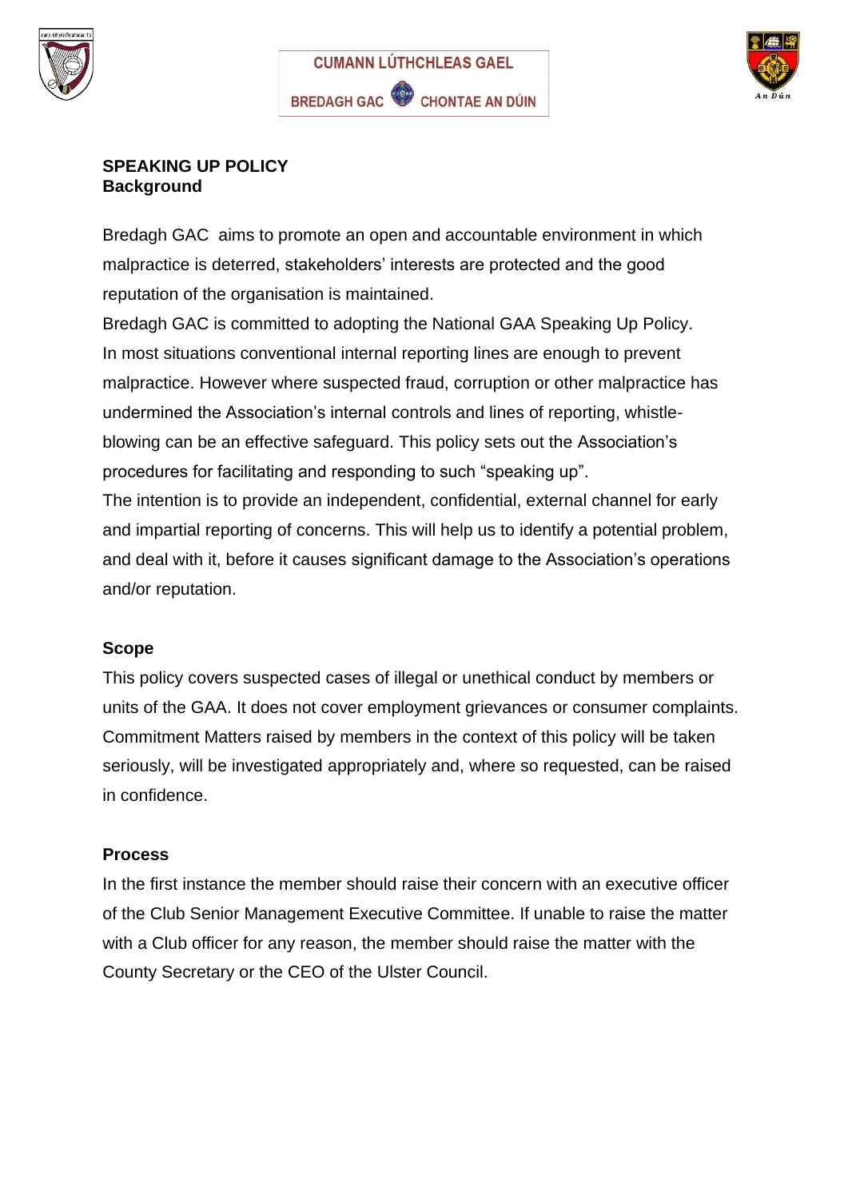CUMANN LÚTHCHLEAS GAEL

BREDAGH GAC CHONTAE AN DÚIN

**SPEAKING UP POLICY**
**Background**

Bredagh GAC aims to promote an open and accountable environment in which malpractice is deterred, stakeholders' interests are protected and the good reputation of the organisation is maintained.
Bredagh GAC is committed to adopting the National GAA Speaking Up Policy.
In most situations conventional internal reporting lines are enough to prevent malpractice. However where suspected fraud, corruption or other malpractice has undermined the Association's internal controls and lines of reporting, whistle-blowing can be an effective safeguard. This policy sets out the Association's procedures for facilitating and responding to such "speaking up".
The intention is to provide an independent, confidential, external channel for early and impartial reporting of concerns. This will help us to identify a potential problem, and deal with it, before it causes significant damage to the Association's operations and/or reputation.

**Scope**

This policy covers suspected cases of illegal or unethical conduct by members or units of the GAA. It does not cover employment grievances or consumer complaints.
Commitment Matters raised by members in the context of this policy will be taken seriously, will be investigated appropriately and, where so requested, can be raised in confidence.

**Process**

In the first instance the member should raise their concern with an executive officer of the Club Senior Management Executive Committee. If unable to raise the matter with a Club officer for any reason, the member should raise the matter with the County Secretary or the CEO of the Ulster Council.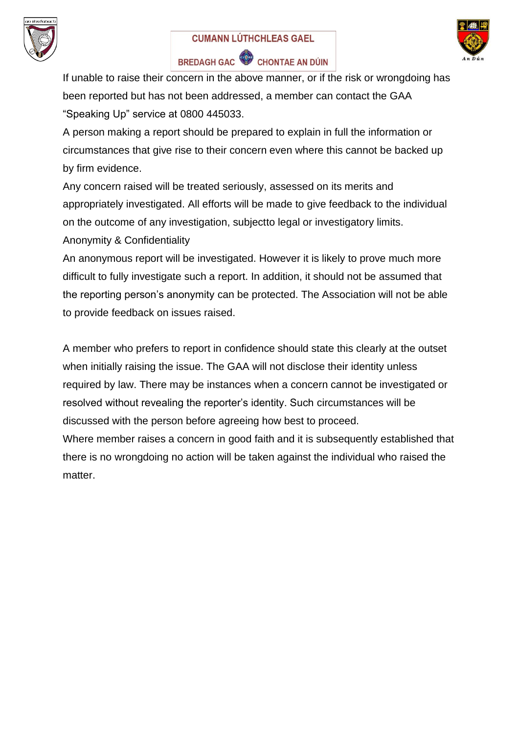If unable to raise their concern in the above manner, or if the risk or wrongdoing has been reported but has not been addressed, a member can contact the GAA "Speaking Up" service at 0800 445033.

A person making a report should be prepared to explain in full the information or circumstances that give rise to their concern even where this cannot be backed up by firm evidence.

Any concern raised will be treated seriously, assessed on its merits and appropriately investigated. All efforts will be made to give feedback to the individual on the outcome of any investigation, subjectto legal or investigatory limits.

Anonymity & Confidentiality

An anonymous report will be investigated. However it is likely to prove much more difficult to fully investigate such a report. In addition, it should not be assumed that the reporting person's anonymity can be protected. The Association will not be able to provide feedback on issues raised.

A member who prefers to report in confidence should state this clearly at the outset when initially raising the issue. The GAA will not disclose their identity unless required by law. There may be instances when a concern cannot be investigated or resolved without revealing the reporter's identity. Such circumstances will be discussed with the person before agreeing how best to proceed.

Where member raises a concern in good faith and it is subsequently established that there is no wrongdoing no action will be taken against the individual who raised the matter.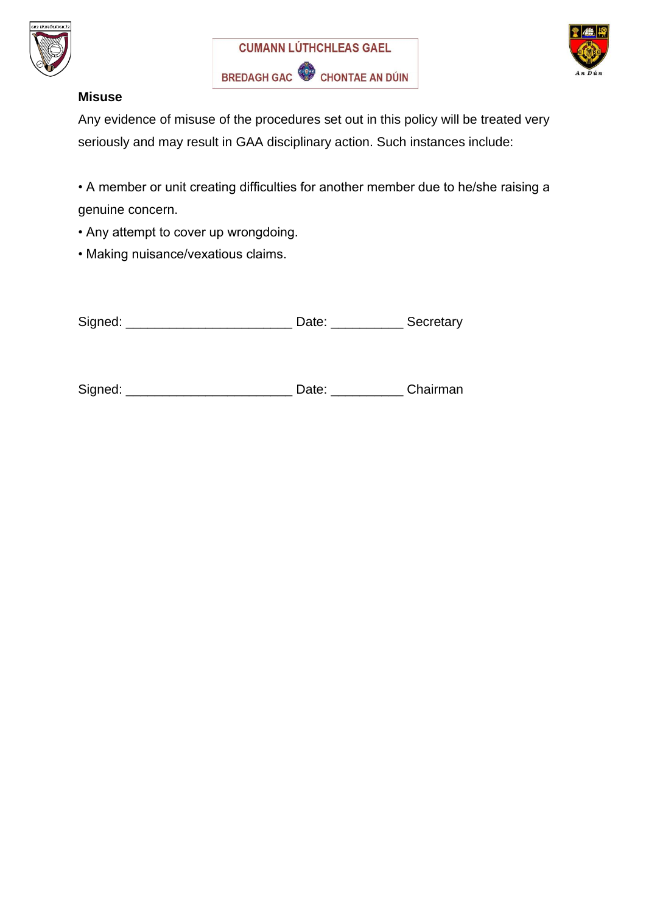**Misuse**

Any evidence of misuse of the procedures set out in this policy will be treated very seriously and may result in GAA disciplinary action. Such instances include:

• A member or unit creating difficulties for another member due to he/she raising a genuine concern.
• Any attempt to cover up wrongdoing.
• Making nuisance/vexatious claims.

Signed: ______________________ Date: __________ Secretary

Signed: ______________________ Date: __________ Chairman